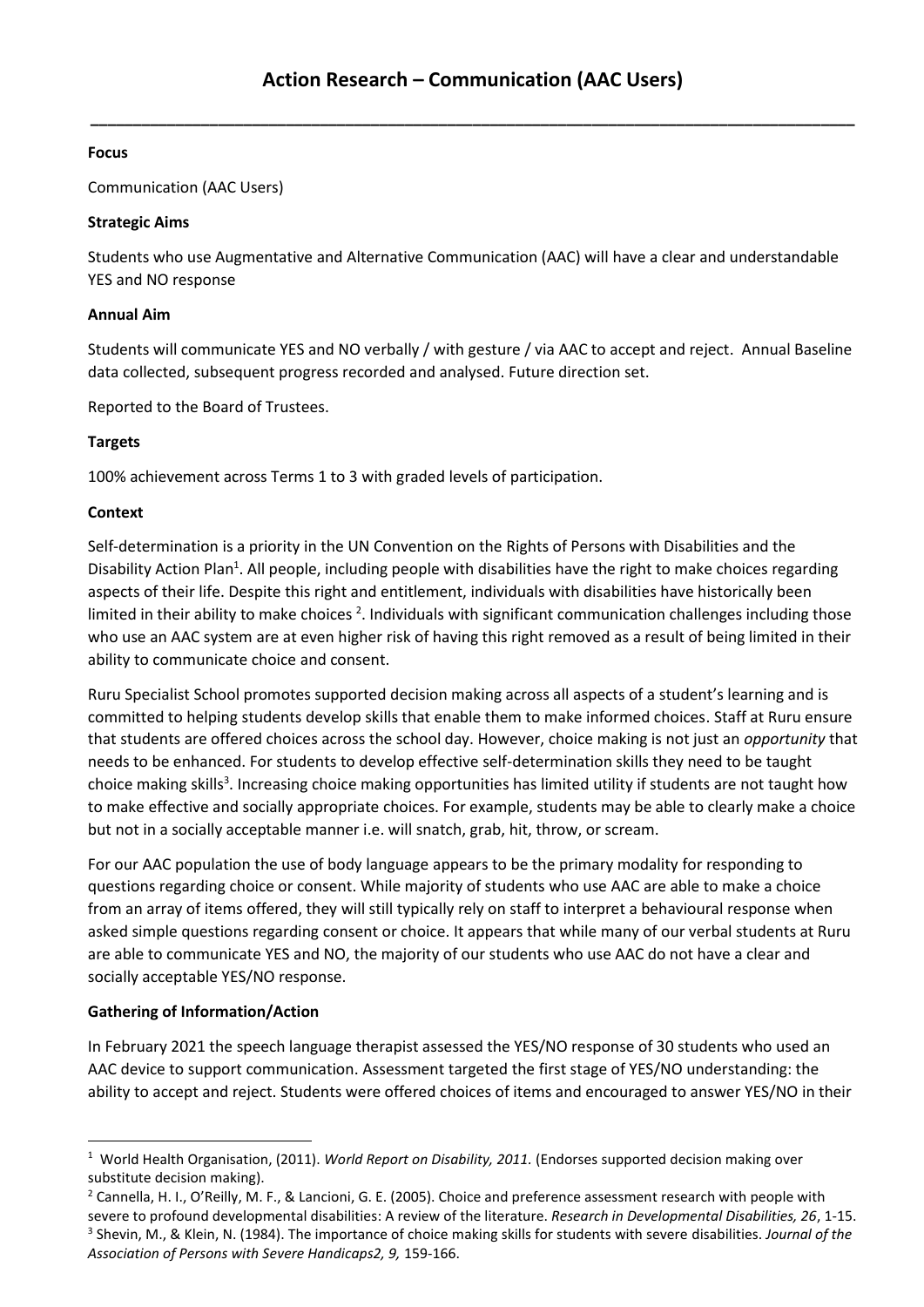# Action Research – Communication (AAC Users)

---

**Focus**

Communication (AAC Users)

**Strategic Aims**

Students who use Augmentative and Alternative Communication (AAC) will have a clear and understandable YES and NO response

**Annual Aim**

Students will communicate YES and NO verbally / with gesture / via AAC to accept and reject. Annual Baseline data collected, subsequent progress recorded and analysed. Future direction set.

Reported to the Board of Trustees.

**Targets**

100% achievement across Terms 1 to 3 with graded levels of participation.

**Context**

Self-determination is a priority in the UN Convention on the Rights of Persons with Disabilities and the Disability Action Plan[1]. All people, including people with disabilities have the right to make choices regarding aspects of their life. Despite this right and entitlement, individuals with disabilities have historically been limited in their ability to make choices [2]. Individuals with significant communication challenges including those who use an AAC system are at even higher risk of having this right removed as a result of being limited in their ability to communicate choice and consent.

Ruru Specialist School promotes supported decision making across all aspects of a student's learning and is committed to helping students develop skills that enable them to make informed choices. Staff at Ruru ensure that students are offered choices across the school day. However, choice making is not just an *opportunity* that needs to be enhanced. For students to develop effective self-determination skills they need to be taught choice making skills[3]. Increasing choice making opportunities has limited utility if students are not taught how to make effective and socially appropriate choices. For example, students may be able to clearly make a choice but not in a socially acceptable manner i.e. will snatch, grab, hit, throw, or scream.

For our AAC population the use of body language appears to be the primary modality for responding to questions regarding choice or consent. While majority of students who use AAC are able to make a choice from an array of items offered, they will still typically rely on staff to interpret a behavioural response when asked simple questions regarding consent or choice. It appears that while many of our verbal students at Ruru are able to communicate YES and NO, the majority of our students who use AAC do not have a clear and socially acceptable YES/NO response.

**Gathering of Information/Action**

In February 2021 the speech language therapist assessed the YES/NO response of 30 students who used an AAC device to support communication. Assessment targeted the first stage of YES/NO understanding: the ability to accept and reject. Students were offered choices of items and encouraged to answer YES/NO in their

---

[1] World Health Organisation, (2011). *World Report on Disability, 2011.* (Endorses supported decision making over substitute decision making).

[2] Cannella, H. I., O'Reilly, M. F., & Lancioni, G. E. (2005). Choice and preference assessment research with people with severe to profound developmental disabilities: A review of the literature. *Research in Developmental Disabilities, 26*, 1-15.

[3] Shevin, M., & Klein, N. (1984). The importance of choice making skills for students with severe disabilities. *Journal of the Association of Persons with Severe Handicaps2, 9,* 159-166.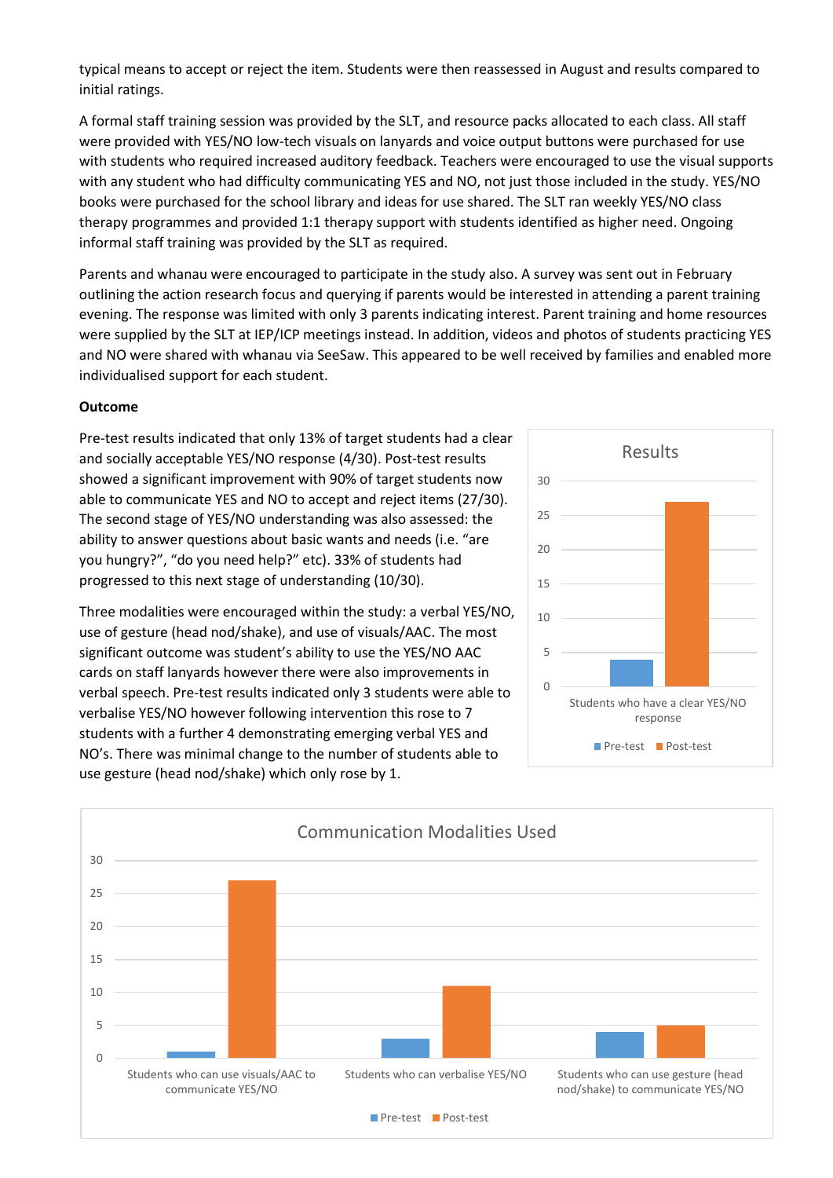typical means to accept or reject the item. Students were then reassessed in August and results compared to initial ratings.

A formal staff training session was provided by the SLT, and resource packs allocated to each class. All staff were provided with YES/NO low-tech visuals on lanyards and voice output buttons were purchased for use with students who required increased auditory feedback. Teachers were encouraged to use the visual supports with any student who had difficulty communicating YES and NO, not just those included in the study. YES/NO books were purchased for the school library and ideas for use shared. The SLT ran weekly YES/NO class therapy programmes and provided 1:1 therapy support with students identified as higher need. Ongoing informal staff training was provided by the SLT as required.

Parents and whanau were encouraged to participate in the study also. A survey was sent out in February outlining the action research focus and querying if parents would be interested in attending a parent training evening. The response was limited with only 3 parents indicating interest. Parent training and home resources were supplied by the SLT at IEP/ICP meetings instead. In addition, videos and photos of students practicing YES and NO were shared with whanau via SeeSaw. This appeared to be well received by families and enabled more individualised support for each student.

**Outcome**

Pre-test results indicated that only 13% of target students had a clear and socially acceptable YES/NO response (4/30). Post-test results showed a significant improvement with 90% of target students now able to communicate YES and NO to accept and reject items (27/30). The second stage of YES/NO understanding was also assessed: the ability to answer questions about basic wants and needs (i.e. "are you hungry?", "do you need help?" etc). 33% of students had progressed to this next stage of understanding (10/30).

Three modalities were encouraged within the study: a verbal YES/NO, use of gesture (head nod/shake), and use of visuals/AAC. The most significant outcome was student's ability to use the YES/NO AAC cards on staff lanyards however there were also improvements in verbal speech. Pre-test results indicated only 3 students were able to verbalise YES/NO however following intervention this rose to 7 students with a further 4 demonstrating emerging verbal YES and NO's. There was minimal change to the number of students able to use gesture (head nod/shake) which only rose by 1.

**Results**

| | Pre-test | Post-test |
|---|---|---|
| Students who have a clear YES/NO response | 4 | 27 |

**Communication Modalities Used**

| | Pre-test | Post-test |
|---|---|---|
| Students who can use visuals/AAC to communicate YES/NO | 1 | 27 |
| Students who can verbalise YES/NO | 3 | 11 |
| Students who can use gesture (head nod/shake) to communicate YES/NO | 4 | 5 |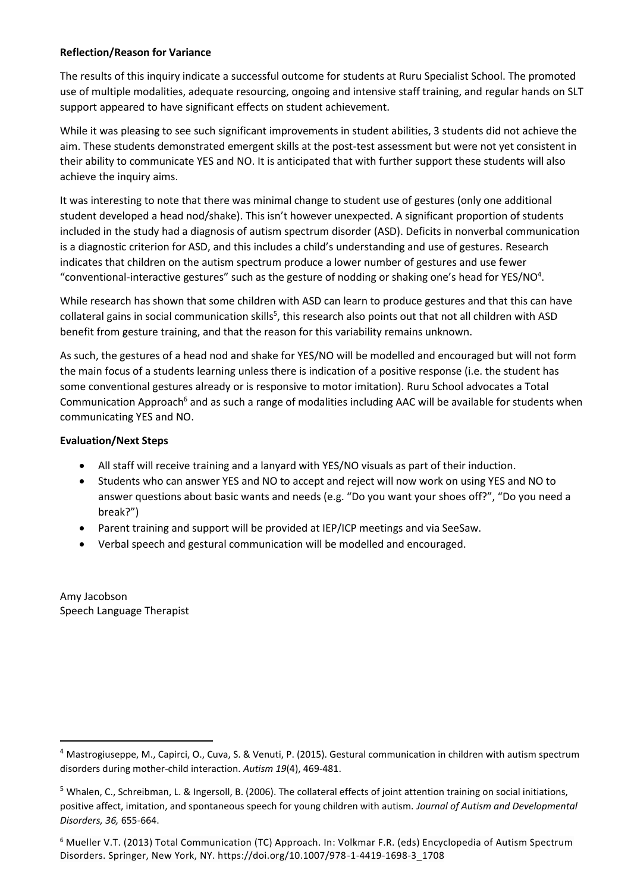**Reflection/Reason for Variance**

The results of this inquiry indicate a successful outcome for students at Ruru Specialist School. The promoted use of multiple modalities, adequate resourcing, ongoing and intensive staff training, and regular hands on SLT support appeared to have significant effects on student achievement.

While it was pleasing to see such significant improvements in student abilities, 3 students did not achieve the aim. These students demonstrated emergent skills at the post-test assessment but were not yet consistent in their ability to communicate YES and NO. It is anticipated that with further support these students will also achieve the inquiry aims.

It was interesting to note that there was minimal change to student use of gestures (only one additional student developed a head nod/shake). This isn't however unexpected. A significant proportion of students included in the study had a diagnosis of autism spectrum disorder (ASD). Deficits in nonverbal communication is a diagnostic criterion for ASD, and this includes a child's understanding and use of gestures. Research indicates that children on the autism spectrum produce a lower number of gestures and use fewer "conventional-interactive gestures" such as the gesture of nodding or shaking one's head for YES/NO[4].

While research has shown that some children with ASD can learn to produce gestures and that this can have collateral gains in social communication skills[5], this research also points out that not all children with ASD benefit from gesture training, and that the reason for this variability remains unknown.

As such, the gestures of a head nod and shake for YES/NO will be modelled and encouraged but will not form the main focus of a students learning unless there is indication of a positive response (i.e. the student has some conventional gestures already or is responsive to motor imitation). Ruru School advocates a Total Communication Approach[6] and as such a range of modalities including AAC will be available for students when communicating YES and NO.

**Evaluation/Next Steps**

- All staff will receive training and a lanyard with YES/NO visuals as part of their induction.
- Students who can answer YES and NO to accept and reject will now work on using YES and NO to answer questions about basic wants and needs (e.g. "Do you want your shoes off?", "Do you need a break?")
- Parent training and support will be provided at IEP/ICP meetings and via SeeSaw.
- Verbal speech and gestural communication will be modelled and encouraged.

Amy Jacobson
Speech Language Therapist

---

[4] Mastrogiuseppe, M., Capirci, O., Cuva, S. & Venuti, P. (2015). Gestural communication in children with autism spectrum disorders during mother-child interaction. *Autism 19*(4), 469-481.

[5] Whalen, C., Schreibman, L. & Ingersoll, B. (2006). The collateral effects of joint attention training on social initiations, positive affect, imitation, and spontaneous speech for young children with autism. *Journal of Autism and Developmental Disorders, 36,* 655-664.

[6] Mueller V.T. (2013) Total Communication (TC) Approach. In: Volkmar F.R. (eds) Encyclopedia of Autism Spectrum Disorders. Springer, New York, NY. https://doi.org/10.1007/978-1-4419-1698-3_1708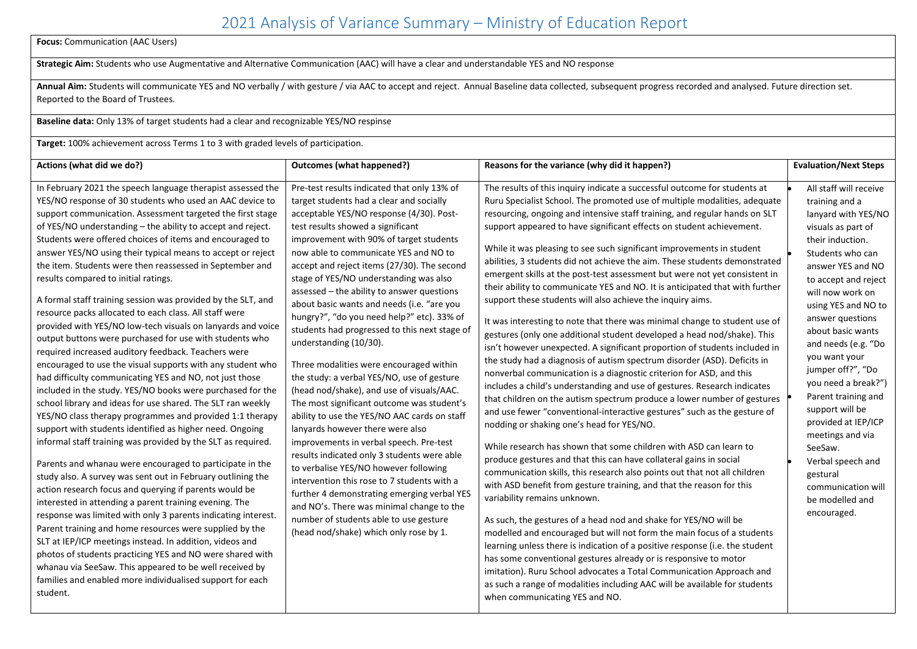# 2021 Analysis of Variance Summary – Ministry of Education Report

**Focus:** Communication (AAC Users)

**Strategic Aim:** Students who use Augmentative and Alternative Communication (AAC) will have a clear and understandable YES and NO response

**Annual Aim:** Students will communicate YES and NO verbally / with gesture / via AAC to accept and reject. Annual Baseline data collected, subsequent progress recorded and analysed. Future direction set. Reported to the Board of Trustees.

**Baseline data:** Only 13% of target students had a clear and recognizable YES/NO respinse

**Target:** 100% achievement across Terms 1 to 3 with graded levels of participation.

| Actions (what did we do?) | Outcomes (what happened?) | Reasons for the variance (why did it happen?) | Evaluation/Next Steps |
|---|---|---|---|
| In February 2021 the speech language therapist assessed the YES/NO response of 30 students who used an AAC device to support communication. Assessment targeted the first stage of YES/NO understanding – the ability to accept and reject. Students were offered choices of items and encouraged to answer YES/NO using their typical means to accept or reject the item. Students were then reassessed in September and results compared to initial ratings.<br><br>A formal staff training session was provided by the SLT, and resource packs allocated to each class. All staff were provided with YES/NO low-tech visuals on lanyards and voice output buttons were purchased for use with students who required increased auditory feedback. Teachers were encouraged to use the visual supports with any student who had difficulty communicating YES and NO, not just those included in the study. YES/NO books were purchased for the school library and ideas for use shared. The SLT ran weekly YES/NO class therapy programmes and provided 1:1 therapy support with students identified as higher need. Ongoing informal staff training was provided by the SLT as required.<br><br>Parents and whanau were encouraged to participate in the study also. A survey was sent out in February outlining the action research focus and querying if parents would be interested in attending a parent training evening. The response was limited with only 3 parents indicating interest. Parent training and home resources were supplied by the SLT at IEP/ICP meetings instead. In addition, videos and photos of students practicing YES and NO were shared with whanau via SeeSaw. This appeared to be well received by families and enabled more individualised support for each student. | Pre-test results indicated that only 13% of target students had a clear and socially acceptable YES/NO response (4/30). Post-test results showed a significant improvement with 90% of target students now able to communicate YES and NO to accept and reject items (27/30). The second stage of YES/NO understanding was also assessed – the ability to answer questions about basic wants and needs (i.e. "are you hungry?", "do you need help?" etc). 33% of students had progressed to this next stage of understanding (10/30).<br><br>Three modalities were encouraged within the study: a verbal YES/NO, use of gesture (head nod/shake), and use of visuals/AAC. The most significant outcome was student's ability to use the YES/NO AAC cards on staff lanyards however there were also improvements in verbal speech. Pre-test results indicated only 3 students were able to verbalise YES/NO however following intervention this rose to 7 students with a further 4 demonstrating emerging verbal YES and NO's. There was minimal change to the number of students able to use gesture (head nod/shake) which only rose by 1. | The results of this inquiry indicate a successful outcome for students at Ruru Specialist School. The promoted use of multiple modalities, adequate resourcing, ongoing and intensive staff training, and regular hands on SLT support appeared to have significant effects on student achievement.<br><br>While it was pleasing to see such significant improvements in student abilities, 3 students did not achieve the aim. These students demonstrated emergent skills at the post-test assessment but were not yet consistent in their ability to communicate YES and NO. It is anticipated that with further support these students will also achieve the inquiry aims.<br><br>It was interesting to note that there was minimal change to student use of gestures (only one additional student developed a head nod/shake). This isn't however unexpected. A significant proportion of students included in the study had a diagnosis of autism spectrum disorder (ASD). Deficits in nonverbal communication is a diagnostic criterion for ASD, and this includes a child's understanding and use of gestures. Research indicates that children on the autism spectrum produce a lower number of gestures and use fewer "conventional-interactive gestures" such as the gesture of nodding or shaking one's head for YES/NO.<br><br>While research has shown that some children with ASD can learn to produce gestures and that this can have collateral gains in social communication skills, this research also points out that not all children with ASD benefit from gesture training, and that the reason for this variability remains unknown.<br><br>As such, the gestures of a head nod and shake for YES/NO will be modelled and encouraged but will not form the main focus of a students learning unless there is indication of a positive response (i.e. the student has some conventional gestures already or is responsive to motor imitation). Ruru School advocates a Total Communication Approach and as such a range of modalities including AAC will be available for students when communicating YES and NO. | • All staff will receive training and a lanyard with YES/NO visuals as part of their induction.<br>• Students who can answer YES and NO to accept and reject will now work on using YES and NO to answer questions about basic wants and needs (e.g. "Do you want your jumper off?", "Do you need a break?")<br>• Parent training and support will be provided at IEP/ICP meetings and via SeeSaw.<br>• Verbal speech and gestural communication will be modelled and encouraged. |